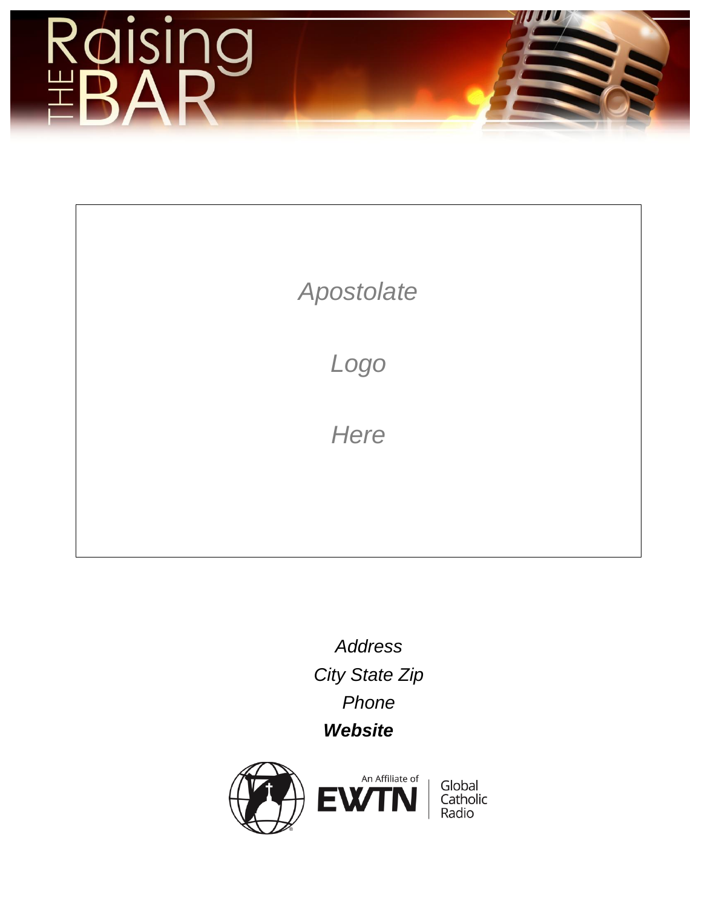# Raising THE BAR

*Apostolate*

*Logo*

*Here*

*Address*

*City State Zip*

*Phone*

***Website***

An Affiliate of EWTN | Global Catholic Radio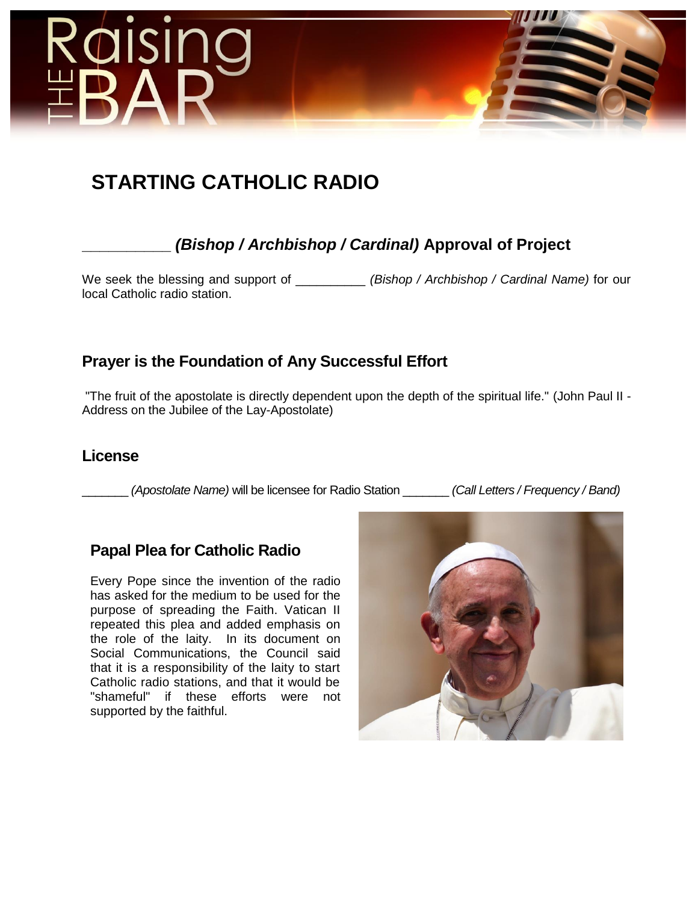# STARTING CATHOLIC RADIO

## __________ *(Bishop / Archbishop / Cardinal)* Approval of Project

We seek the blessing and support of __________ *(Bishop / Archbishop / Cardinal Name)* for our local Catholic radio station.

## Prayer is the Foundation of Any Successful Effort

"The fruit of the apostolate is directly dependent upon the depth of the spiritual life." (John Paul II - Address on the Jubilee of the Lay-Apostolate)

## License

_______ *(Apostolate Name)* will be licensee for Radio Station _______ *(Call Letters / Frequency / Band)*

## Papal Plea for Catholic Radio

Every Pope since the invention of the radio has asked for the medium to be used for the purpose of spreading the Faith. Vatican II repeated this plea and added emphasis on the role of the laity. In its document on Social Communications, the Council said that it is a responsibility of the laity to start Catholic radio stations, and that it would be "shameful" if these efforts were not supported by the faithful.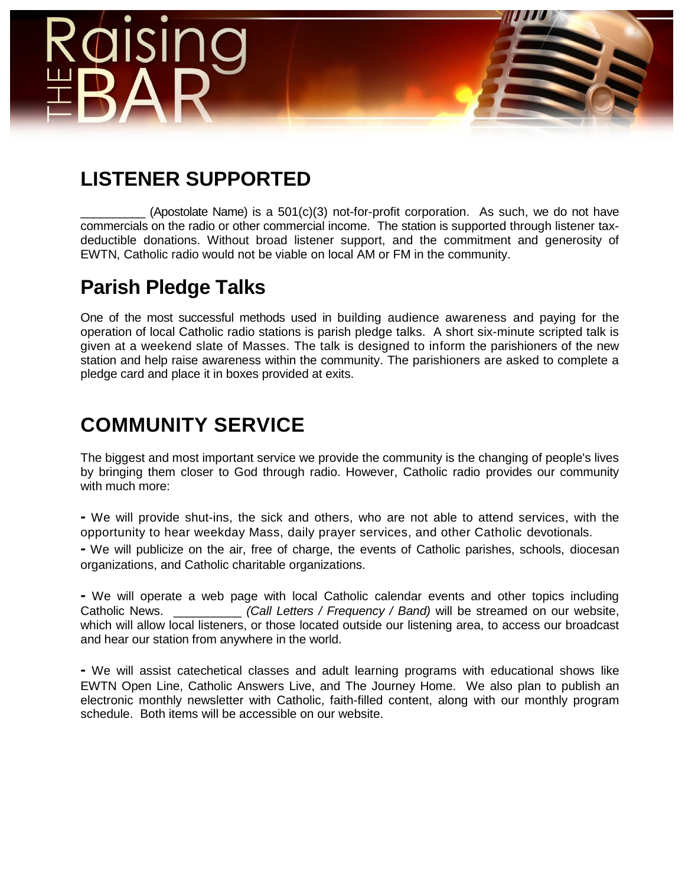# LISTENER SUPPORTED

__________ (Apostolate Name) is a 501(c)(3) not-for-profit corporation. As such, we do not have commercials on the radio or other commercial income. The station is supported through listener tax-deductible donations. Without broad listener support, and the commitment and generosity of EWTN, Catholic radio would not be viable on local AM or FM in the community.

## Parish Pledge Talks

One of the most successful methods used in building audience awareness and paying for the operation of local Catholic radio stations is parish pledge talks. A short six-minute scripted talk is given at a weekend slate of Masses. The talk is designed to inform the parishioners of the new station and help raise awareness within the community. The parishioners are asked to complete a pledge card and place it in boxes provided at exits.

# COMMUNITY SERVICE

The biggest and most important service we provide the community is the changing of people's lives by bringing them closer to God through radio. However, Catholic radio provides our community with much more:

- We will provide shut-ins, the sick and others, who are not able to attend services, with the opportunity to hear weekday Mass, daily prayer services, and other Catholic devotionals.
- We will publicize on the air, free of charge, the events of Catholic parishes, schools, diocesan organizations, and Catholic charitable organizations.

- We will operate a web page with local Catholic calendar events and other topics including Catholic News. __________ *(Call Letters / Frequency / Band)* will be streamed on our website, which will allow local listeners, or those located outside our listening area, to access our broadcast and hear our station from anywhere in the world.

- We will assist catechetical classes and adult learning programs with educational shows like EWTN Open Line, Catholic Answers Live, and The Journey Home. We also plan to publish an electronic monthly newsletter with Catholic, faith-filled content, along with our monthly program schedule. Both items will be accessible on our website.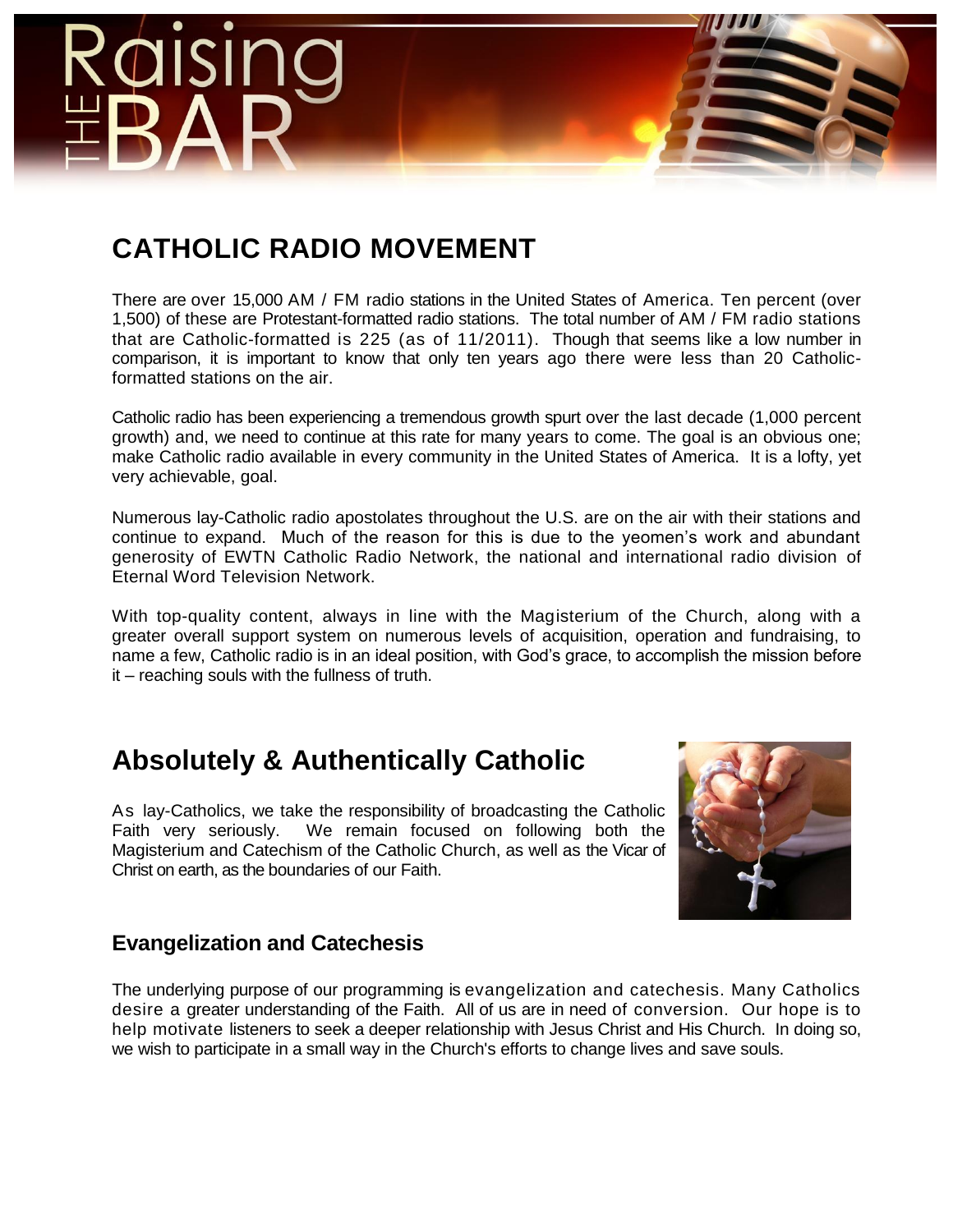# CATHOLIC RADIO MOVEMENT

There are over 15,000 AM / FM radio stations in the United States of America. Ten percent (over 1,500) of these are Protestant-formatted radio stations. The total number of AM / FM radio stations that are Catholic-formatted is 225 (as of 11/2011). Though that seems like a low number in comparison, it is important to know that only ten years ago there were less than 20 Catholic-formatted stations on the air.

Catholic radio has been experiencing a tremendous growth spurt over the last decade (1,000 percent growth) and, we need to continue at this rate for many years to come. The goal is an obvious one; make Catholic radio available in every community in the United States of America. It is a lofty, yet very achievable, goal.

Numerous lay-Catholic radio apostolates throughout the U.S. are on the air with their stations and continue to expand. Much of the reason for this is due to the yeomen's work and abundant generosity of EWTN Catholic Radio Network, the national and international radio division of Eternal Word Television Network.

With top-quality content, always in line with the Magisterium of the Church, along with a greater overall support system on numerous levels of acquisition, operation and fundraising, to name a few, Catholic radio is in an ideal position, with God's grace, to accomplish the mission before it – reaching souls with the fullness of truth.

# Absolutely & Authentically Catholic

As lay-Catholics, we take the responsibility of broadcasting the Catholic Faith very seriously. We remain focused on following both the Magisterium and Catechism of the Catholic Church, as well as the Vicar of Christ on earth, as the boundaries of our Faith.

## Evangelization and Catechesis

The underlying purpose of our programming is evangelization and catechesis. Many Catholics desire a greater understanding of the Faith. All of us are in need of conversion. Our hope is to help motivate listeners to seek a deeper relationship with Jesus Christ and His Church. In doing so, we wish to participate in a small way in the Church's efforts to change lives and save souls.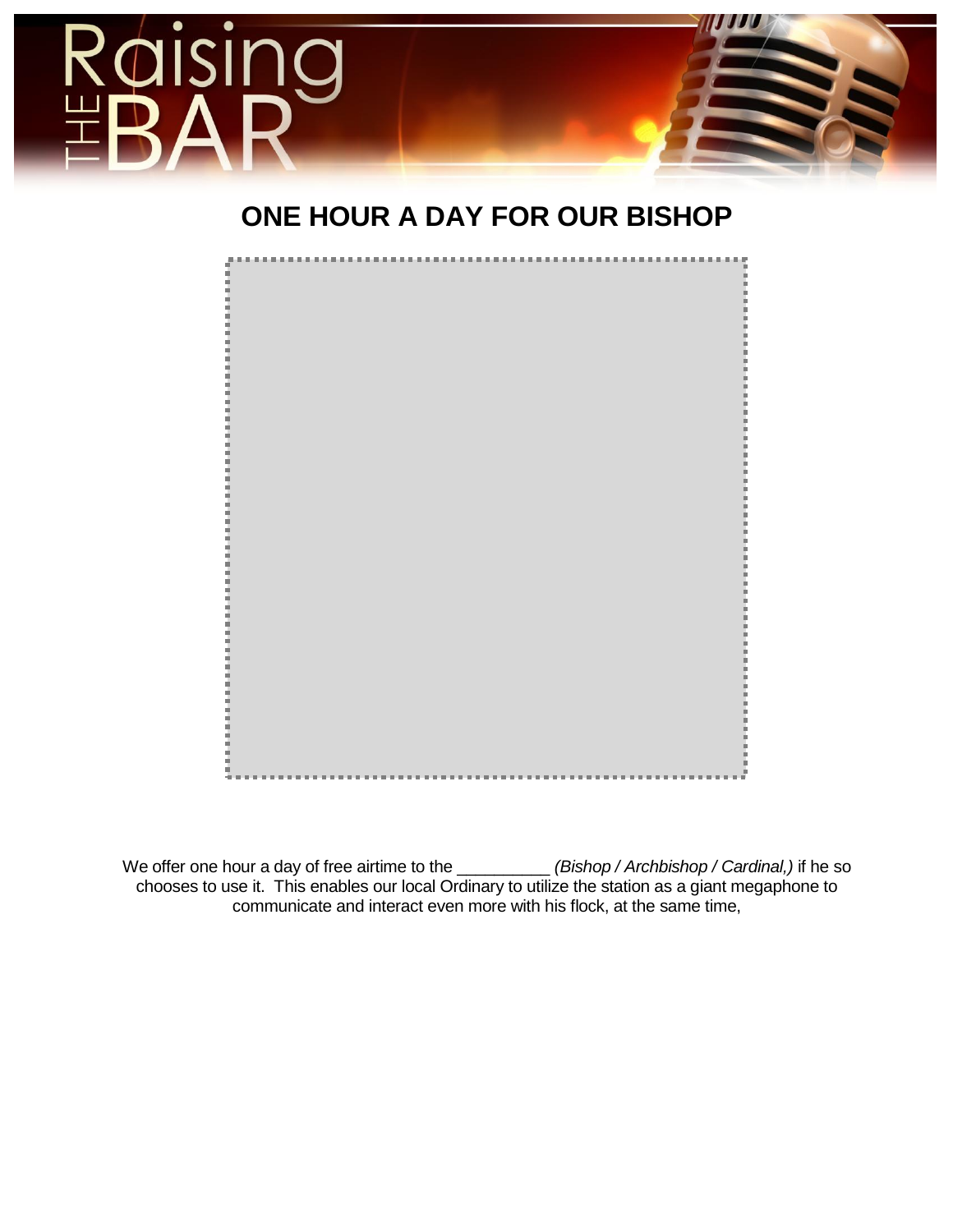# ONE HOUR A DAY FOR OUR BISHOP

We offer one hour a day of free airtime to the __________ *(Bishop / Archbishop / Cardinal,)* if he so chooses to use it. This enables our local Ordinary to utilize the station as a giant megaphone to communicate and interact even more with his flock, at the same time,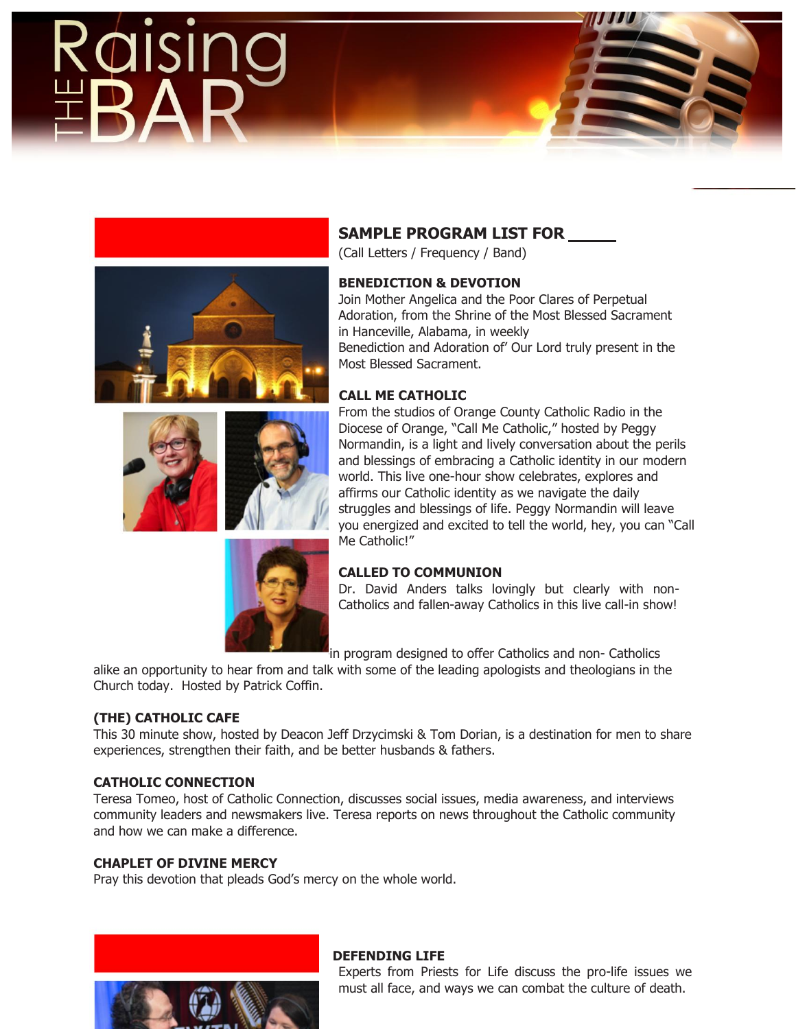# Raising THE BAR

## SAMPLE PROGRAM LIST FOR _____

(Call Letters / Frequency / Band)

### BENEDICTION & DEVOTION

Join Mother Angelica and the Poor Clares of Perpetual Adoration, from the Shrine of the Most Blessed Sacrament in Hanceville, Alabama, in weekly
Benediction and Adoration of' Our Lord truly present in the Most Blessed Sacrament.

### CALL ME CATHOLIC

From the studios of Orange County Catholic Radio in the Diocese of Orange, "Call Me Catholic," hosted by Peggy Normandin, is a light and lively conversation about the perils and blessings of embracing a Catholic identity in our modern world. This live one-hour show celebrates, explores and affirms our Catholic identity as we navigate the daily struggles and blessings of life. Peggy Normandin will leave you energized and excited to tell the world, hey, you can "Call Me Catholic!"

### CALLED TO COMMUNION

Dr. David Anders talks lovingly but clearly with non-Catholics and fallen-away Catholics in this live call-in show!

in program designed to offer Catholics and non- Catholics alike an opportunity to hear from and talk with some of the leading apologists and theologians in the Church today. Hosted by Patrick Coffin.

### (THE) CATHOLIC CAFE

This 30 minute show, hosted by Deacon Jeff Drzycimski & Tom Dorian, is a destination for men to share experiences, strengthen their faith, and be better husbands & fathers.

### CATHOLIC CONNECTION

Teresa Tomeo, host of Catholic Connection, discusses social issues, media awareness, and interviews community leaders and newsmakers live. Teresa reports on news throughout the Catholic community and how we can make a difference.

### CHAPLET OF DIVINE MERCY

Pray this devotion that pleads God's mercy on the whole world.

### DEFENDING LIFE

Experts from Priests for Life discuss the pro-life issues we must all face, and ways we can combat the culture of death.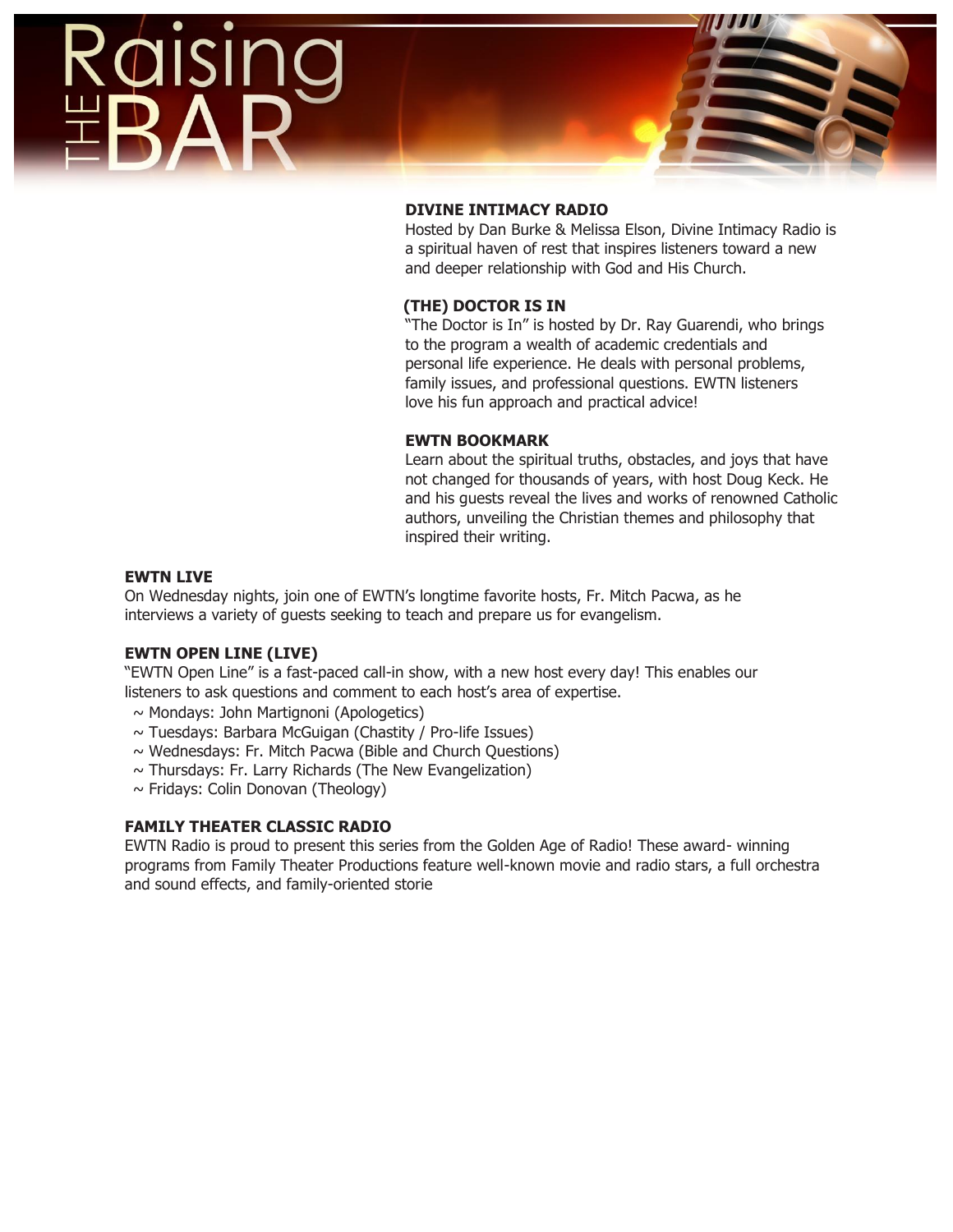# Raising THE BAR

**DIVINE INTIMACY RADIO**

Hosted by Dan Burke & Melissa Elson, Divine Intimacy Radio is a spiritual haven of rest that inspires listeners toward a new and deeper relationship with God and His Church.

**(THE) DOCTOR IS IN**

"The Doctor is In" is hosted by Dr. Ray Guarendi, who brings to the program a wealth of academic credentials and personal life experience. He deals with personal problems, family issues, and professional questions. EWTN listeners love his fun approach and practical advice!

**EWTN BOOKMARK**

Learn about the spiritual truths, obstacles, and joys that have not changed for thousands of years, with host Doug Keck. He and his guests reveal the lives and works of renowned Catholic authors, unveiling the Christian themes and philosophy that inspired their writing.

**EWTN LIVE**

On Wednesday nights, join one of EWTN's longtime favorite hosts, Fr. Mitch Pacwa, as he interviews a variety of guests seeking to teach and prepare us for evangelism.

**EWTN OPEN LINE (LIVE)**

"EWTN Open Line" is a fast-paced call-in show, with a new host every day! This enables our listeners to ask questions and comment to each host's area of expertise.

~ Mondays: John Martignoni (Apologetics)
~ Tuesdays: Barbara McGuigan (Chastity / Pro-life Issues)
~ Wednesdays: Fr. Mitch Pacwa (Bible and Church Questions)
~ Thursdays: Fr. Larry Richards (The New Evangelization)
~ Fridays: Colin Donovan (Theology)

**FAMILY THEATER CLASSIC RADIO**

EWTN Radio is proud to present this series from the Golden Age of Radio! These award- winning programs from Family Theater Productions feature well-known movie and radio stars, a full orchestra and sound effects, and family-oriented storie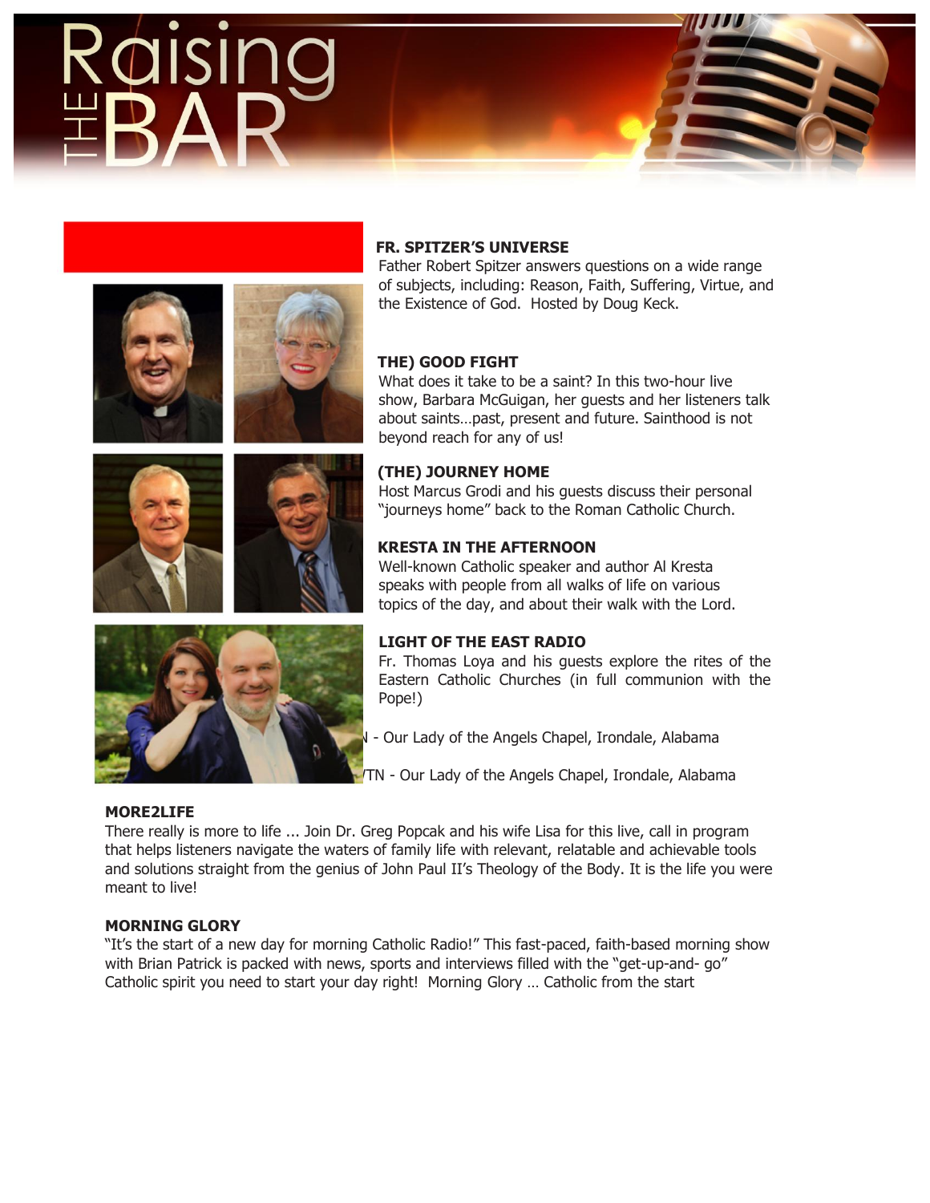# Raising THE BAR

**FR. SPITZER'S UNIVERSE**
Father Robert Spitzer answers questions on a wide range of subjects, including: Reason, Faith, Suffering, Virtue, and the Existence of God. Hosted by Doug Keck.

**THE) GOOD FIGHT**
What does it take to be a saint? In this two-hour live show, Barbara McGuigan, her guests and her listeners talk about saints…past, present and future. Sainthood is not beyond reach for any of us!

**(THE) JOURNEY HOME**
Host Marcus Grodi and his guests discuss their personal "journeys home" back to the Roman Catholic Church.

**KRESTA IN THE AFTERNOON**
Well-known Catholic speaker and author Al Kresta speaks with people from all walks of life on various topics of the day, and about their walk with the Lord.

**LIGHT OF THE EAST RADIO**
Fr. Thomas Loya and his guests explore the rites of the Eastern Catholic Churches (in full communion with the Pope!)

N - Our Lady of the Angels Chapel, Irondale, Alabama

TN - Our Lady of the Angels Chapel, Irondale, Alabama

**MORE2LIFE**
There really is more to life ... Join Dr. Greg Popcak and his wife Lisa for this live, call in program that helps listeners navigate the waters of family life with relevant, relatable and achievable tools and solutions straight from the genius of John Paul II's Theology of the Body. It is the life you were meant to live!

**MORNING GLORY**
"It's the start of a new day for morning Catholic Radio!" This fast-paced, faith-based morning show with Brian Patrick is packed with news, sports and interviews filled with the "get-up-and- go" Catholic spirit you need to start your day right! Morning Glory … Catholic from the start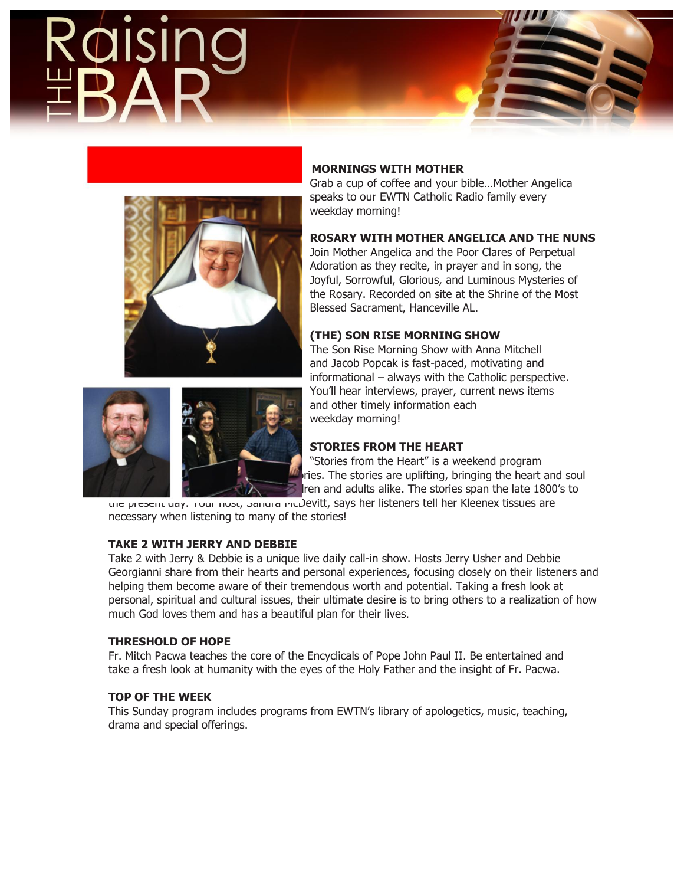# Raising THE BAR

### MORNINGS WITH MOTHER

Grab a cup of coffee and your bible…Mother Angelica speaks to our EWTN Catholic Radio family every weekday morning!

### ROSARY WITH MOTHER ANGELICA AND THE NUNS

Join Mother Angelica and the Poor Clares of Perpetual Adoration as they recite, in prayer and in song, the Joyful, Sorrowful, Glorious, and Luminous Mysteries of the Rosary. Recorded on site at the Shrine of the Most Blessed Sacrament, Hanceville AL.

### (THE) SON RISE MORNING SHOW

The Son Rise Morning Show with Anna Mitchell and Jacob Popcak is fast-paced, motivating and informational – always with the Catholic perspective. You'll hear interviews, prayer, current news items and other timely information each weekday morning!

### STORIES FROM THE HEART

"Stories from the Heart" is a weekend program ...ries. The stories are uplifting, bringing the heart and soul ...ren and adults alike. The stories span the late 1800's to the present day. Your host, Sandra McDevitt, says her listeners tell her Kleenex tissues are necessary when listening to many of the stories!

### TAKE 2 WITH JERRY AND DEBBIE

Take 2 with Jerry & Debbie is a unique live daily call-in show. Hosts Jerry Usher and Debbie Georgianni share from their hearts and personal experiences, focusing closely on their listeners and helping them become aware of their tremendous worth and potential. Taking a fresh look at personal, spiritual and cultural issues, their ultimate desire is to bring others to a realization of how much God loves them and has a beautiful plan for their lives.

### THRESHOLD OF HOPE

Fr. Mitch Pacwa teaches the core of the Encyclicals of Pope John Paul II. Be entertained and take a fresh look at humanity with the eyes of the Holy Father and the insight of Fr. Pacwa.

### TOP OF THE WEEK

This Sunday program includes programs from EWTN's library of apologetics, music, teaching, drama and special offerings.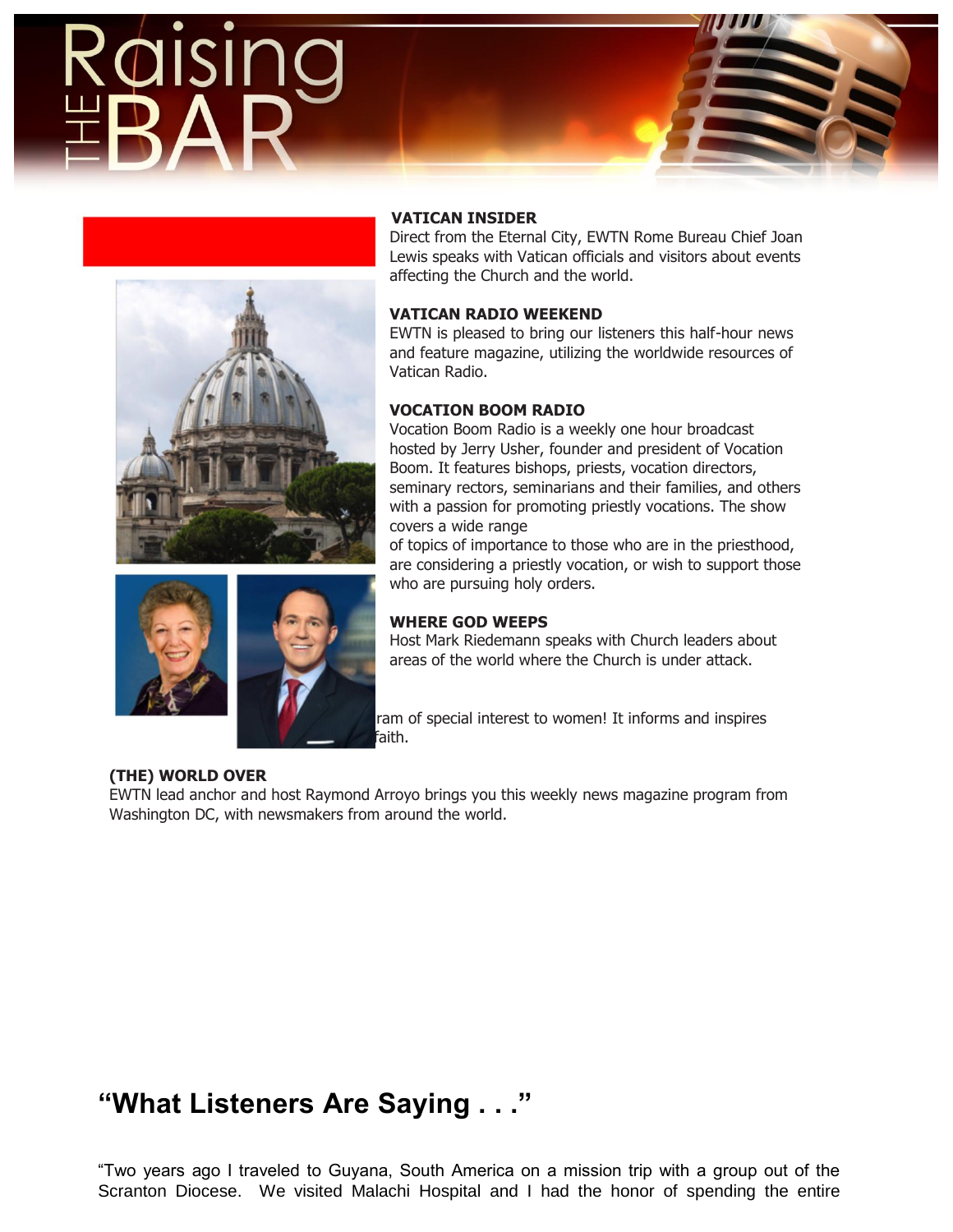# Raising THE BAR

**VATICAN INSIDER**
Direct from the Eternal City, EWTN Rome Bureau Chief Joan Lewis speaks with Vatican officials and visitors about events affecting the Church and the world.

**VATICAN RADIO WEEKEND**
EWTN is pleased to bring our listeners this half-hour news and feature magazine, utilizing the worldwide resources of Vatican Radio.

**VOCATION BOOM RADIO**
Vocation Boom Radio is a weekly one hour broadcast hosted by Jerry Usher, founder and president of Vocation Boom. It features bishops, priests, vocation directors, seminary rectors, seminarians and their families, and others with a passion for promoting priestly vocations. The show covers a wide range of topics of importance to those who are in the priesthood, are considering a priestly vocation, or wish to support those who are pursuing holy orders.

**WHERE GOD WEEPS**
Host Mark Riedemann speaks with Church leaders about areas of the world where the Church is under attack.

ram of special interest to women! It informs and inspires faith.

**(THE) WORLD OVER**
EWTN lead anchor and host Raymond Arroyo brings you this weekly news magazine program from Washington DC, with newsmakers from around the world.

## "What Listeners Are Saying . . ."

"Two years ago I traveled to Guyana, South America on a mission trip with a group out of the Scranton Diocese. We visited Malachi Hospital and I had the honor of spending the entire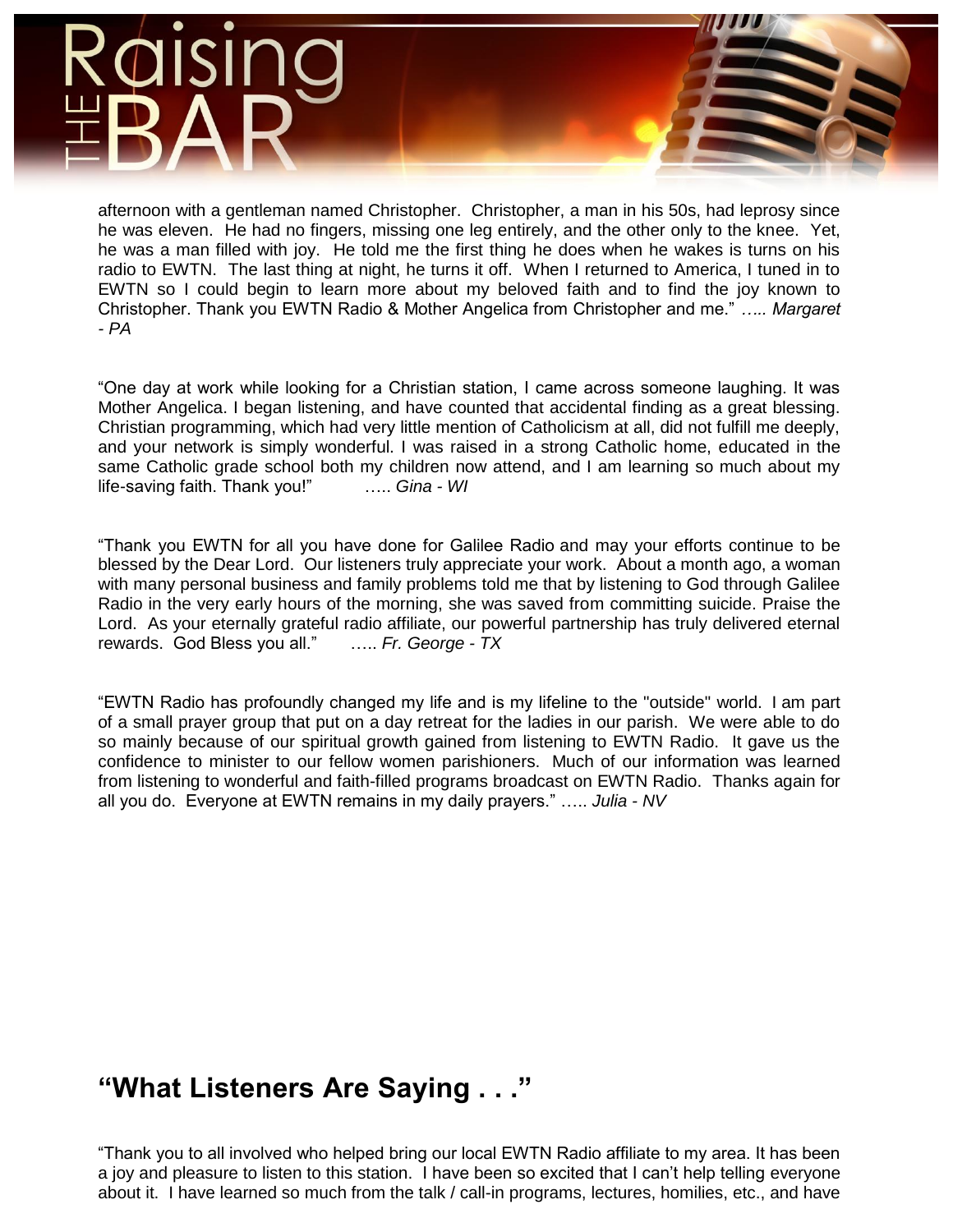afternoon with a gentleman named Christopher. Christopher, a man in his 50s, had leprosy since he was eleven. He had no fingers, missing one leg entirely, and the other only to the knee. Yet, he was a man filled with joy. He told me the first thing he does when he wakes is turns on his radio to EWTN. The last thing at night, he turns it off. When I returned to America, I tuned in to EWTN so I could begin to learn more about my beloved faith and to find the joy known to Christopher. Thank you EWTN Radio & Mother Angelica from Christopher and me." *….. Margaret - PA*

"One day at work while looking for a Christian station, I came across someone laughing. It was Mother Angelica. I began listening, and have counted that accidental finding as a great blessing. Christian programming, which had very little mention of Catholicism at all, did not fulfill me deeply, and your network is simply wonderful. I was raised in a strong Catholic home, educated in the same Catholic grade school both my children now attend, and I am learning so much about my life-saving faith. Thank you!" ….. *Gina - WI*

"Thank you EWTN for all you have done for Galilee Radio and may your efforts continue to be blessed by the Dear Lord. Our listeners truly appreciate your work. About a month ago, a woman with many personal business and family problems told me that by listening to God through Galilee Radio in the very early hours of the morning, she was saved from committing suicide. Praise the Lord. As your eternally grateful radio affiliate, our powerful partnership has truly delivered eternal rewards. God Bless you all." ….. *Fr. George - TX*

"EWTN Radio has profoundly changed my life and is my lifeline to the "outside" world. I am part of a small prayer group that put on a day retreat for the ladies in our parish. We were able to do so mainly because of our spiritual growth gained from listening to EWTN Radio. It gave us the confidence to minister to our fellow women parishioners. Much of our information was learned from listening to wonderful and faith-filled programs broadcast on EWTN Radio. Thanks again for all you do. Everyone at EWTN remains in my daily prayers." ….. *Julia - NV*

## "What Listeners Are Saying . . ."

"Thank you to all involved who helped bring our local EWTN Radio affiliate to my area. It has been a joy and pleasure to listen to this station. I have been so excited that I can't help telling everyone about it. I have learned so much from the talk / call-in programs, lectures, homilies, etc., and have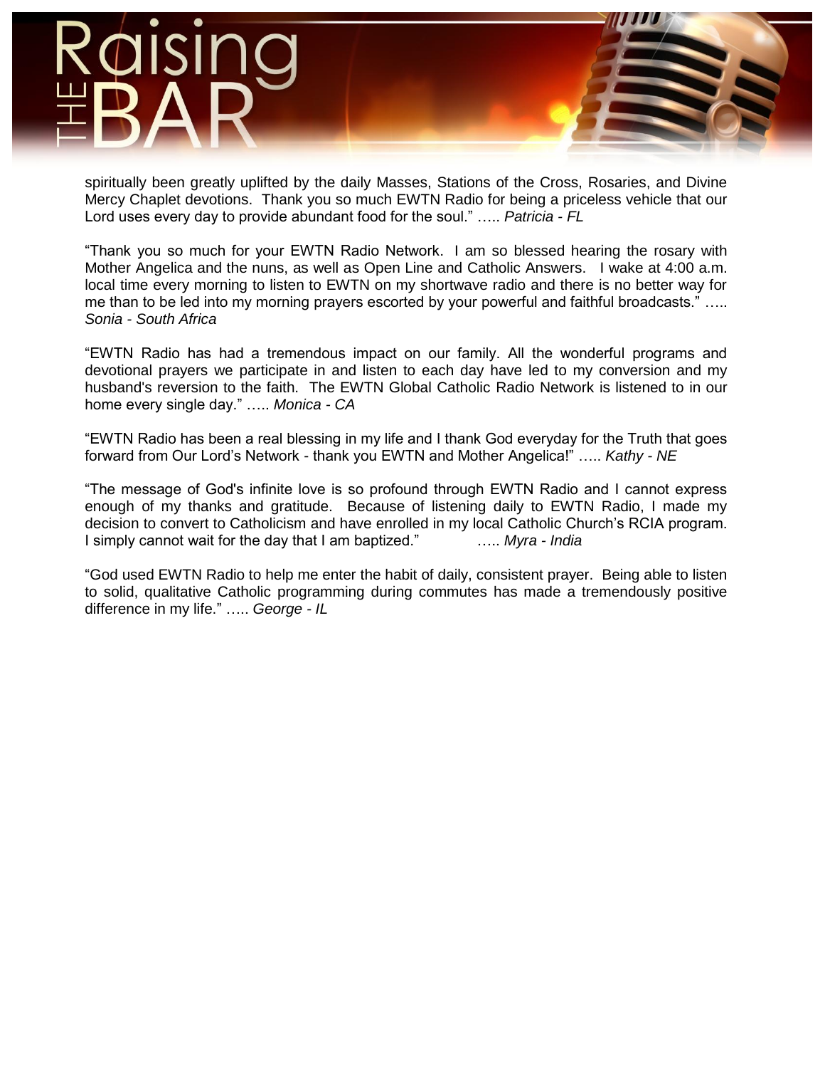spiritually been greatly uplifted by the daily Masses, Stations of the Cross, Rosaries, and Divine Mercy Chaplet devotions. Thank you so much EWTN Radio for being a priceless vehicle that our Lord uses every day to provide abundant food for the soul." ….. *Patricia - FL*

"Thank you so much for your EWTN Radio Network. I am so blessed hearing the rosary with Mother Angelica and the nuns, as well as Open Line and Catholic Answers. I wake at 4:00 a.m. local time every morning to listen to EWTN on my shortwave radio and there is no better way for me than to be led into my morning prayers escorted by your powerful and faithful broadcasts." ….. *Sonia - South Africa*

"EWTN Radio has had a tremendous impact on our family. All the wonderful programs and devotional prayers we participate in and listen to each day have led to my conversion and my husband's reversion to the faith. The EWTN Global Catholic Radio Network is listened to in our home every single day." ….. *Monica - CA*

"EWTN Radio has been a real blessing in my life and I thank God everyday for the Truth that goes forward from Our Lord's Network - thank you EWTN and Mother Angelica!" ….. *Kathy - NE*

"The message of God's infinite love is so profound through EWTN Radio and I cannot express enough of my thanks and gratitude. Because of listening daily to EWTN Radio, I made my decision to convert to Catholicism and have enrolled in my local Catholic Church's RCIA program. I simply cannot wait for the day that I am baptized." ….. *Myra - India*

"God used EWTN Radio to help me enter the habit of daily, consistent prayer. Being able to listen to solid, qualitative Catholic programming during commutes has made a tremendously positive difference in my life." ….. *George - IL*